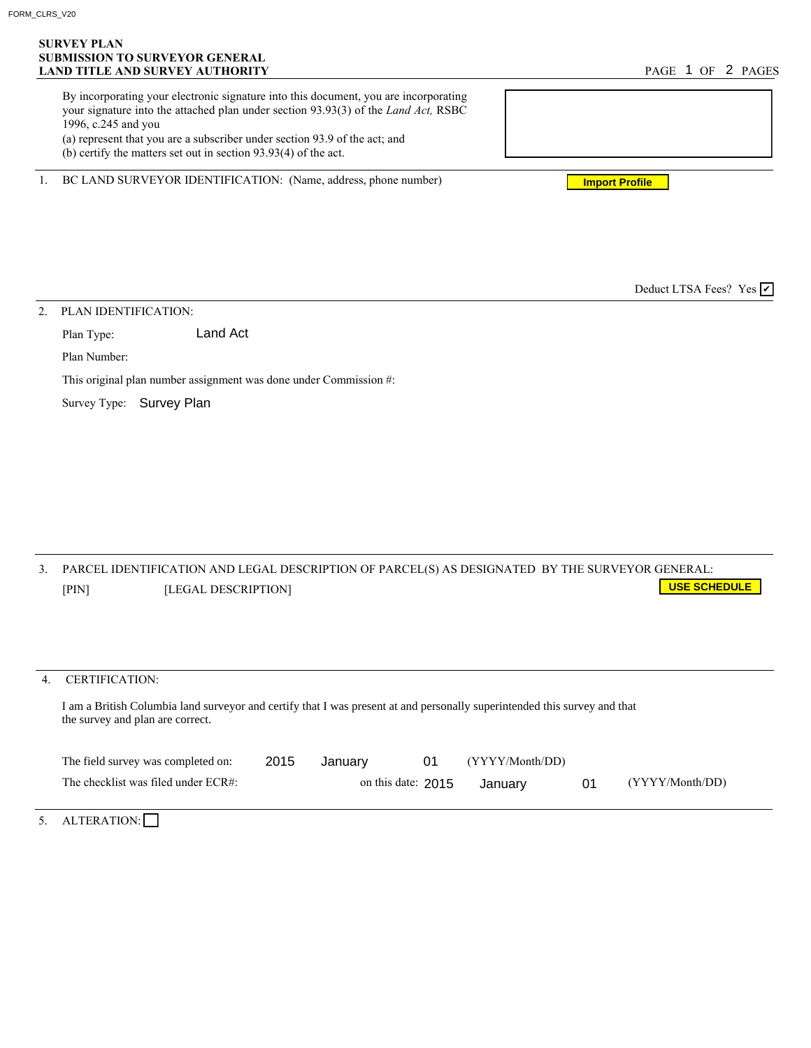FORM_CLRS_V20

**SURVEY PLAN**
**SUBMISSION TO SURVEYOR GENERAL**
**LAND TITLE AND SURVEY AUTHORITY**

PAGE 1 OF 2 PAGES

By incorporating your electronic signature into this document, you are incorporating your signature into the attached plan under section 93.93(3) of the *Land Act,* RSBC 1996, c.245 and you
(a) represent that you are a subscriber under section 93.9 of the act; and
(b) certify the matters set out in section 93.93(4) of the act.

1. BC LAND SURVEYOR IDENTIFICATION: (Name, address, phone number)

**Import Profile**

Deduct LTSA Fees? Yes ☑

2. PLAN IDENTIFICATION:

Plan Type: Land Act

Plan Number:

This original plan number assignment was done under Commission #:

Survey Type: Survey Plan

3. PARCEL IDENTIFICATION AND LEGAL DESCRIPTION OF PARCEL(S) AS DESIGNATED BY THE SURVEYOR GENERAL:

[PIN] [LEGAL DESCRIPTION]

**USE SCHEDULE**

4. CERTIFICATION:

I am a British Columbia land surveyor and certify that I was present at and personally superintended this survey and that the survey and plan are correct.

The field survey was completed on: 2015 January 01 (YYYY/Month/DD)

The checklist was filed under ECR#: on this date: 2015 January 01 (YYYY/Month/DD)

5. ALTERATION: ☐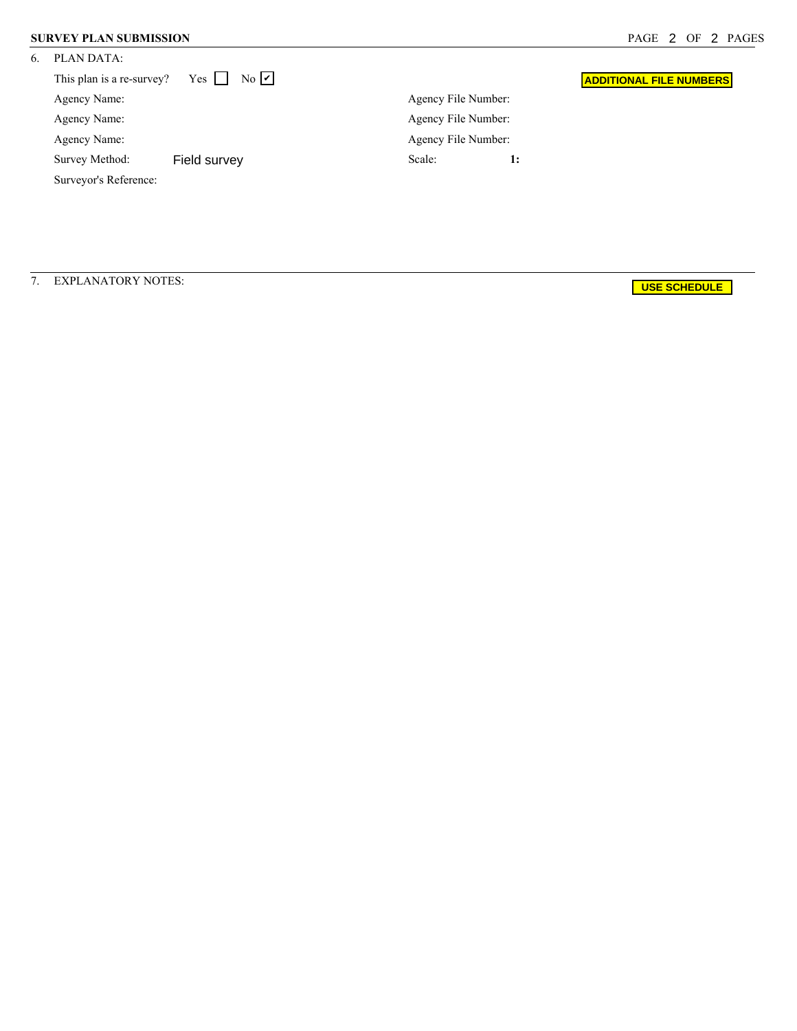**SURVEY PLAN SUBMISSION**

6. PLAN DATA:

This plan is a re-survey? Yes ☐ No ☑

**ADDITIONAL FILE NUMBERS**

| | |
|---|---|
| Agency Name: | Agency File Number: |
| Agency Name: | Agency File Number: |
| Agency Name: | Agency File Number: |
| Survey Method: Field survey | Scale: **1:** |
| Surveyor's Reference: | |

7. EXPLANATORY NOTES:

**USE SCHEDULE**